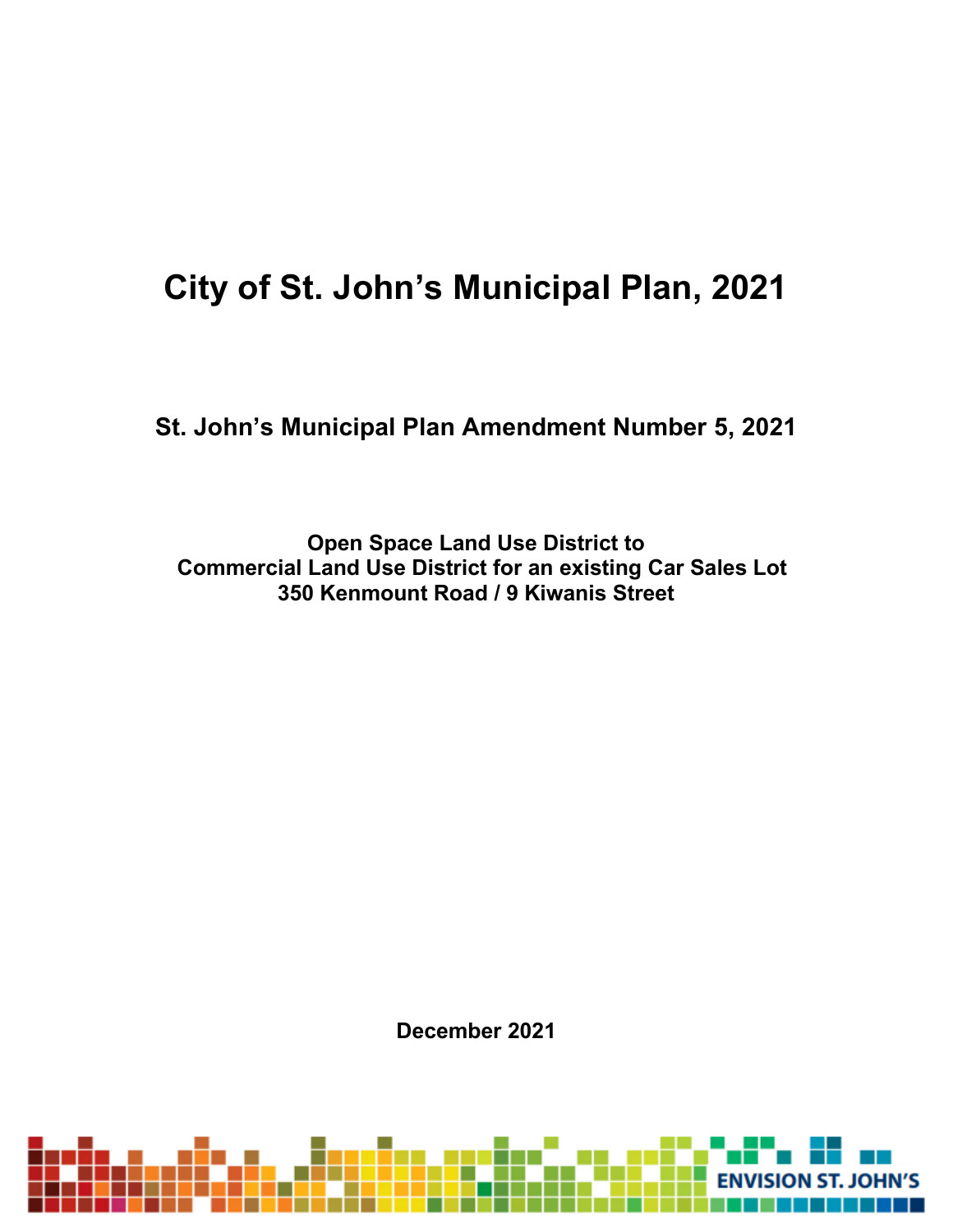# City of St. John's Municipal Plan, 2021

## St. John's Municipal Plan Amendment Number 5, 2021

### Open Space Land Use District to Commercial Land Use District for an existing Car Sales Lot 350 Kenmount Road / 9 Kiwanis Street

**December 2021**

ENVISION ST. JOHN'S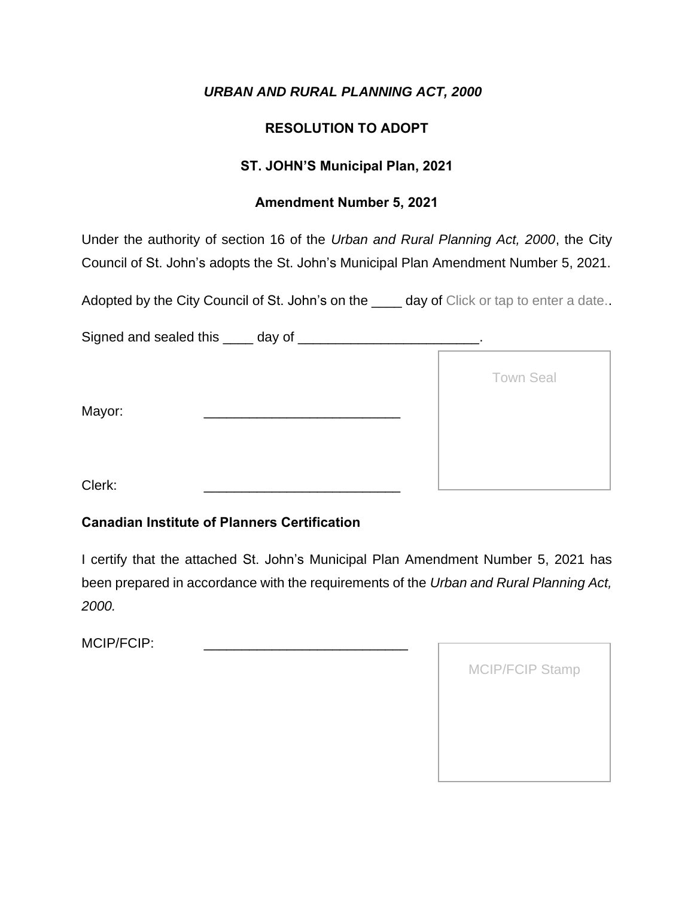***URBAN AND RURAL PLANNING ACT, 2000***

**RESOLUTION TO ADOPT**

**ST. JOHN'S Municipal Plan, 2021**

**Amendment Number 5, 2021**

Under the authority of section 16 of the *Urban and Rural Planning Act, 2000*, the City Council of St. John's adopts the St. John's Municipal Plan Amendment Number 5, 2021.

Adopted by the City Council of St. John's on the ____ day of Click or tap to enter a date..

Signed and sealed this ____ day of ________________________.

Mayor: __________________________

Clerk: __________________________

Town Seal

**Canadian Institute of Planners Certification**

I certify that the attached St. John's Municipal Plan Amendment Number 5, 2021 has been prepared in accordance with the requirements of the *Urban and Rural Planning Act, 2000.*

MCIP/FCIP: ___________________________

MCIP/FCIP Stamp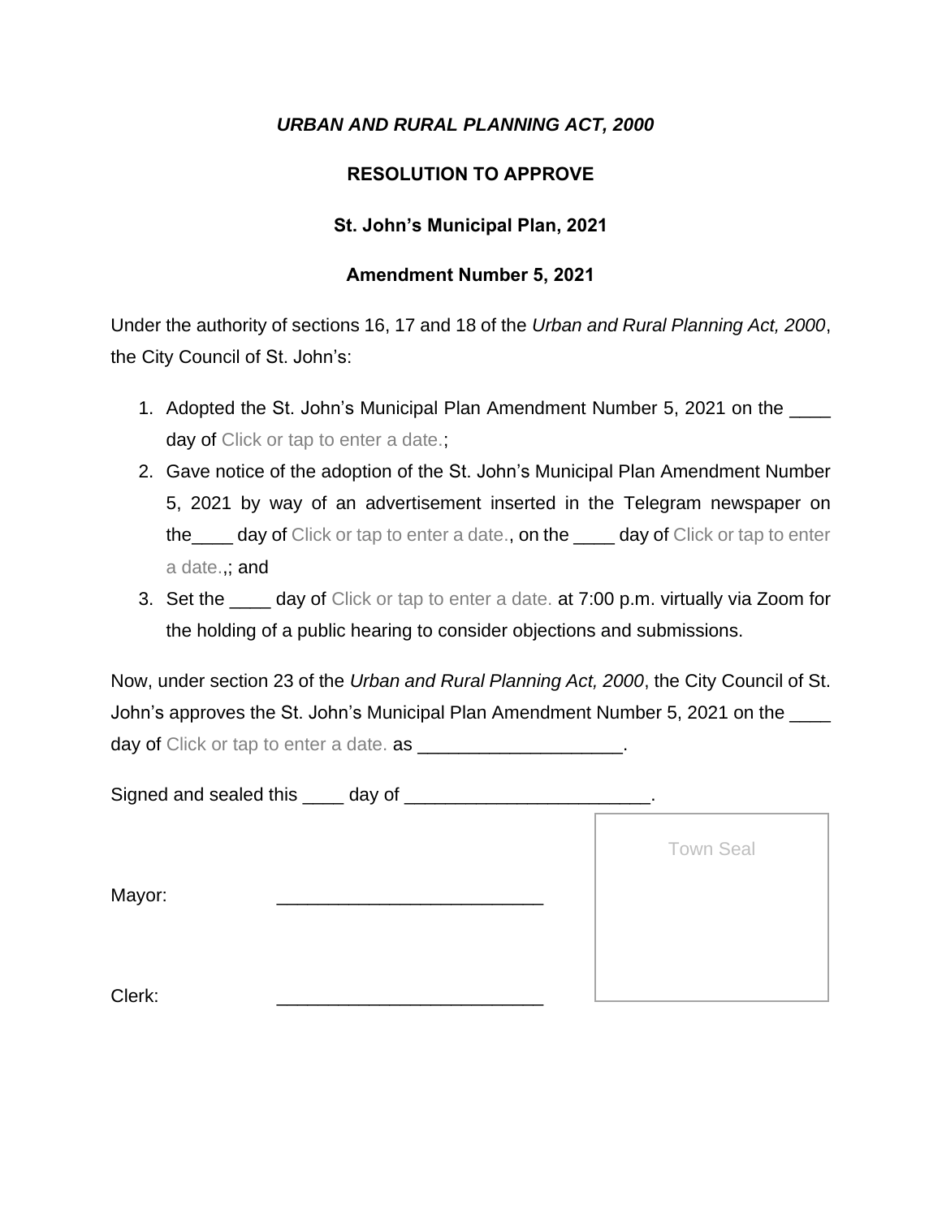***URBAN AND RURAL PLANNING ACT, 2000***

**RESOLUTION TO APPROVE**

**St. John's Municipal Plan, 2021**

**Amendment Number 5, 2021**

Under the authority of sections 16, 17 and 18 of the *Urban and Rural Planning Act, 2000*, the City Council of St. John's:

1. Adopted the St. John's Municipal Plan Amendment Number 5, 2021 on the ____ day of Click or tap to enter a date.;
2. Gave notice of the adoption of the St. John's Municipal Plan Amendment Number 5, 2021 by way of an advertisement inserted in the Telegram newspaper on the____ day of Click or tap to enter a date., on the ____ day of Click or tap to enter a date.,; and
3. Set the ____ day of Click or tap to enter a date. at 7:00 p.m. virtually via Zoom for the holding of a public hearing to consider objections and submissions.

Now, under section 23 of the *Urban and Rural Planning Act, 2000*, the City Council of St. John's approves the St. John's Municipal Plan Amendment Number 5, 2021 on the ____ day of Click or tap to enter a date. as ____________________.

Signed and sealed this ____ day of ________________________.

Mayor: __________________________

Clerk: __________________________

Town Seal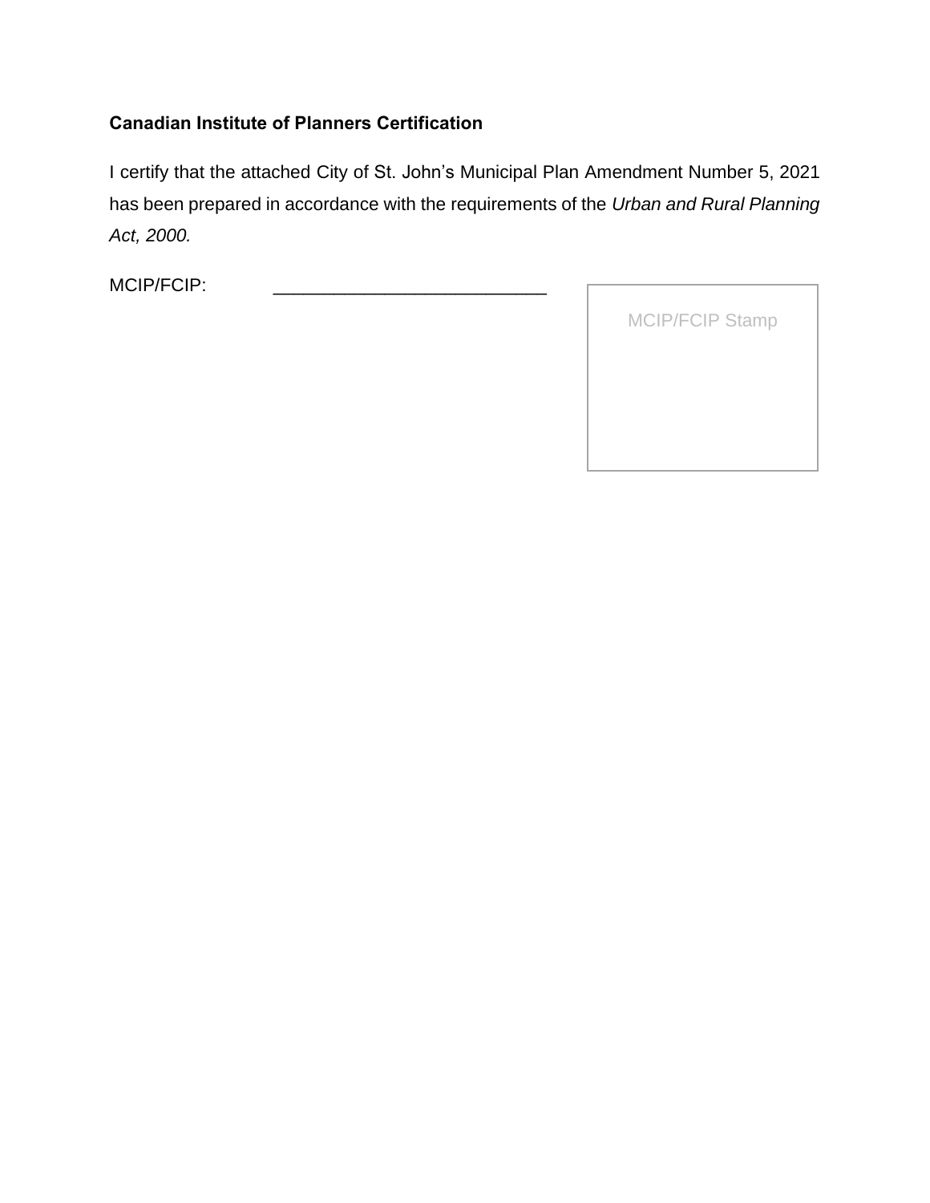**Canadian Institute of Planners Certification**

I certify that the attached City of St. John's Municipal Plan Amendment Number 5, 2021 has been prepared in accordance with the requirements of the *Urban and Rural Planning Act, 2000.*

MCIP/FCIP: ___________________________

MCIP/FCIP Stamp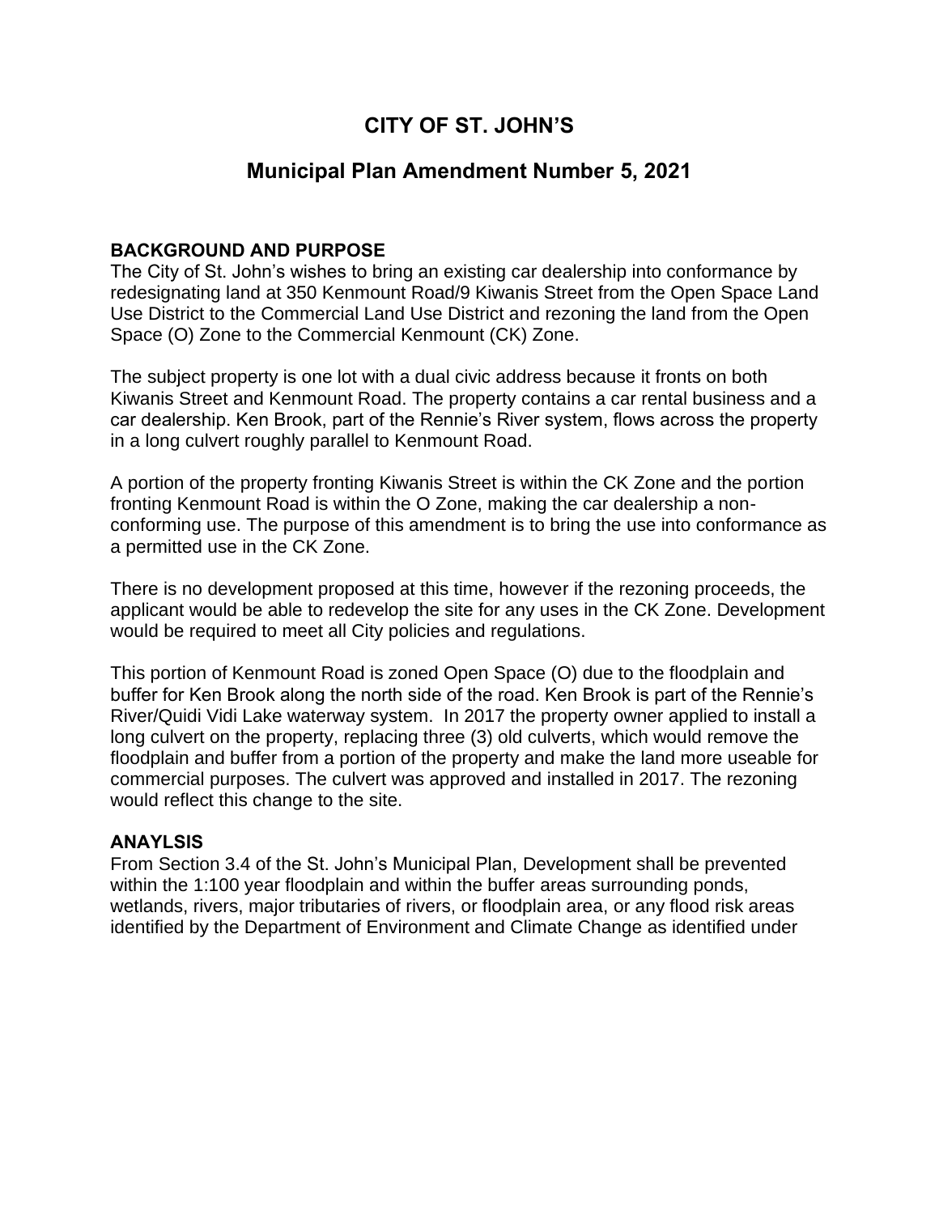# CITY OF ST. JOHN'S

## Municipal Plan Amendment Number 5, 2021

**BACKGROUND AND PURPOSE**

The City of St. John's wishes to bring an existing car dealership into conformance by redesignating land at 350 Kenmount Road/9 Kiwanis Street from the Open Space Land Use District to the Commercial Land Use District and rezoning the land from the Open Space (O) Zone to the Commercial Kenmount (CK) Zone.

The subject property is one lot with a dual civic address because it fronts on both Kiwanis Street and Kenmount Road. The property contains a car rental business and a car dealership. Ken Brook, part of the Rennie's River system, flows across the property in a long culvert roughly parallel to Kenmount Road.

A portion of the property fronting Kiwanis Street is within the CK Zone and the portion fronting Kenmount Road is within the O Zone, making the car dealership a non-conforming use. The purpose of this amendment is to bring the use into conformance as a permitted use in the CK Zone.

There is no development proposed at this time, however if the rezoning proceeds, the applicant would be able to redevelop the site for any uses in the CK Zone. Development would be required to meet all City policies and regulations.

This portion of Kenmount Road is zoned Open Space (O) due to the floodplain and buffer for Ken Brook along the north side of the road. Ken Brook is part of the Rennie's River/Quidi Vidi Lake waterway system. In 2017 the property owner applied to install a long culvert on the property, replacing three (3) old culverts, which would remove the floodplain and buffer from a portion of the property and make the land more useable for commercial purposes. The culvert was approved and installed in 2017. The rezoning would reflect this change to the site.

**ANAYLSIS**

From Section 3.4 of the St. John's Municipal Plan, Development shall be prevented within the 1:100 year floodplain and within the buffer areas surrounding ponds, wetlands, rivers, major tributaries of rivers, or floodplain area, or any flood risk areas identified by the Department of Environment and Climate Change as identified under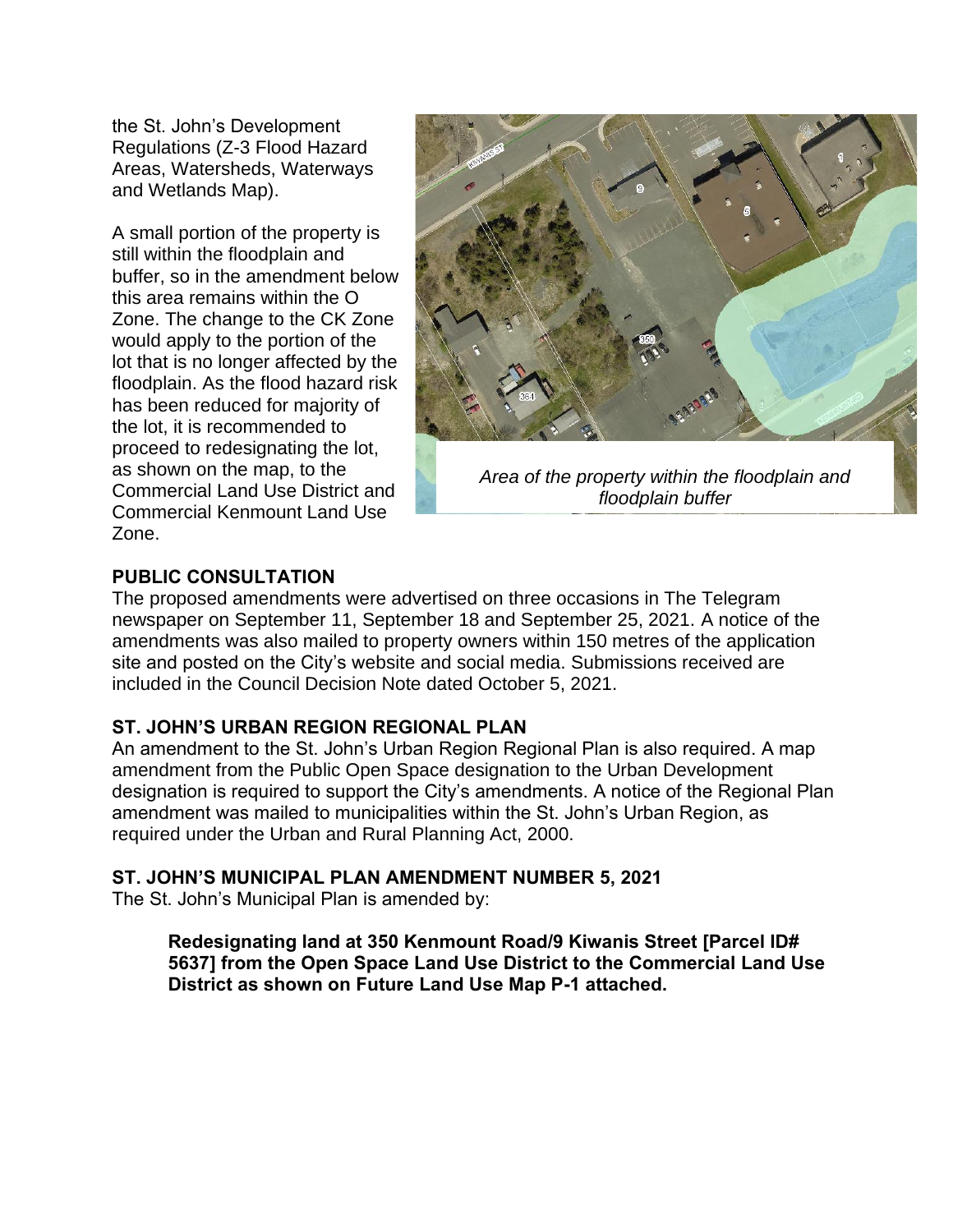the St. John's Development Regulations (Z-3 Flood Hazard Areas, Watersheds, Waterways and Wetlands Map).

A small portion of the property is still within the floodplain and buffer, so in the amendment below this area remains within the O Zone. The change to the CK Zone would apply to the portion of the lot that is no longer affected by the floodplain. As the flood hazard risk has been reduced for majority of the lot, it is recommended to proceed to redesignating the lot, as shown on the map, to the Commercial Land Use District and Commercial Kenmount Land Use Zone.

*Area of the property within the floodplain and floodplain buffer*

## PUBLIC CONSULTATION

The proposed amendments were advertised on three occasions in The Telegram newspaper on September 11, September 18 and September 25, 2021. A notice of the amendments was also mailed to property owners within 150 metres of the application site and posted on the City's website and social media. Submissions received are included in the Council Decision Note dated October 5, 2021.

## ST. JOHN'S URBAN REGION REGIONAL PLAN

An amendment to the St. John's Urban Region Regional Plan is also required. A map amendment from the Public Open Space designation to the Urban Development designation is required to support the City's amendments. A notice of the Regional Plan amendment was mailed to municipalities within the St. John's Urban Region, as required under the Urban and Rural Planning Act, 2000.

## ST. JOHN'S MUNICIPAL PLAN AMENDMENT NUMBER 5, 2021

The St. John's Municipal Plan is amended by:

> **Redesignating land at 350 Kenmount Road/9 Kiwanis Street [Parcel ID# 5637] from the Open Space Land Use District to the Commercial Land Use District as shown on Future Land Use Map P-1 attached.**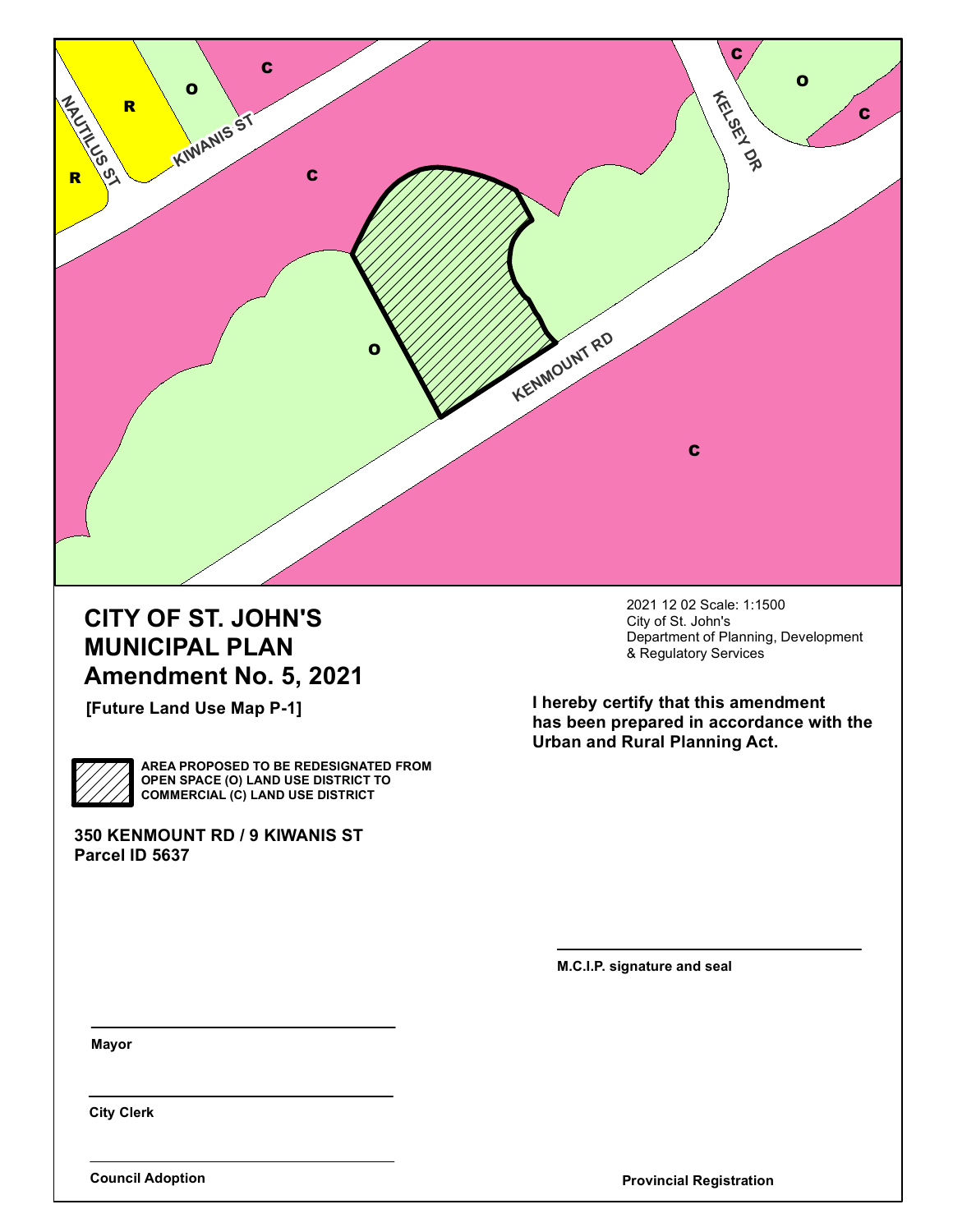# CITY OF ST. JOHN'S MUNICIPAL PLAN Amendment No. 5, 2021

**[Future Land Use Map P-1]**

**AREA PROPOSED TO BE REDESIGNATED FROM OPEN SPACE (O) LAND USE DISTRICT TO COMMERCIAL (C) LAND USE DISTRICT**

**350 KENMOUNT RD / 9 KIWANIS ST**
**Parcel ID 5637**

2021 12 02 Scale: 1:1500
City of St. John's
Department of Planning, Development & Regulatory Services

**I hereby certify that this amendment has been prepared in accordance with the Urban and Rural Planning Act.**

**M.C.I.P. signature and seal**

**Mayor**

**City Clerk**

**Council Adoption**

**Provincial Registration**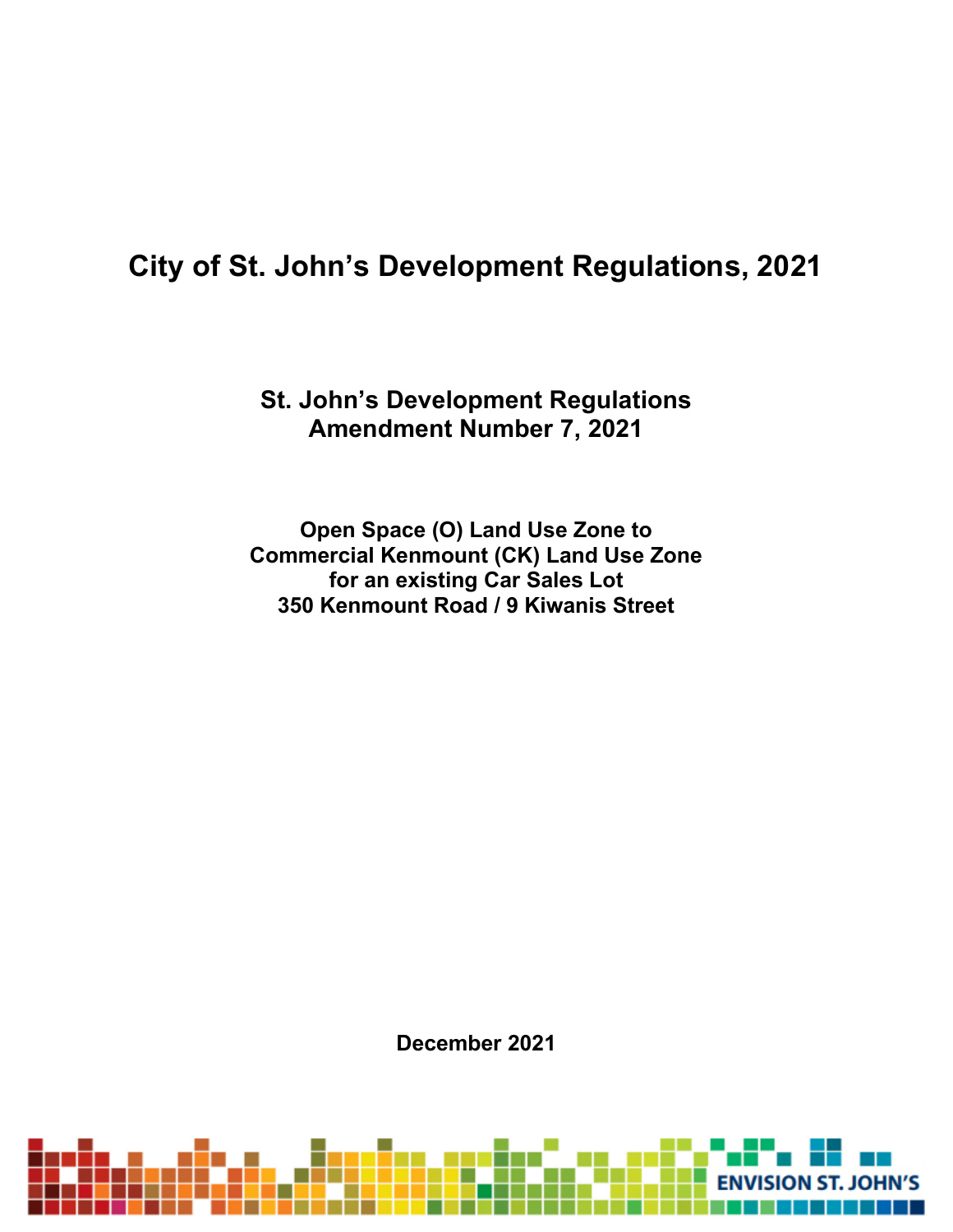# City of St. John's Development Regulations, 2021

## St. John's Development Regulations Amendment Number 7, 2021

### Open Space (O) Land Use Zone to Commercial Kenmount (CK) Land Use Zone for an existing Car Sales Lot 350 Kenmount Road / 9 Kiwanis Street

December 2021

ENVISION ST. JOHN'S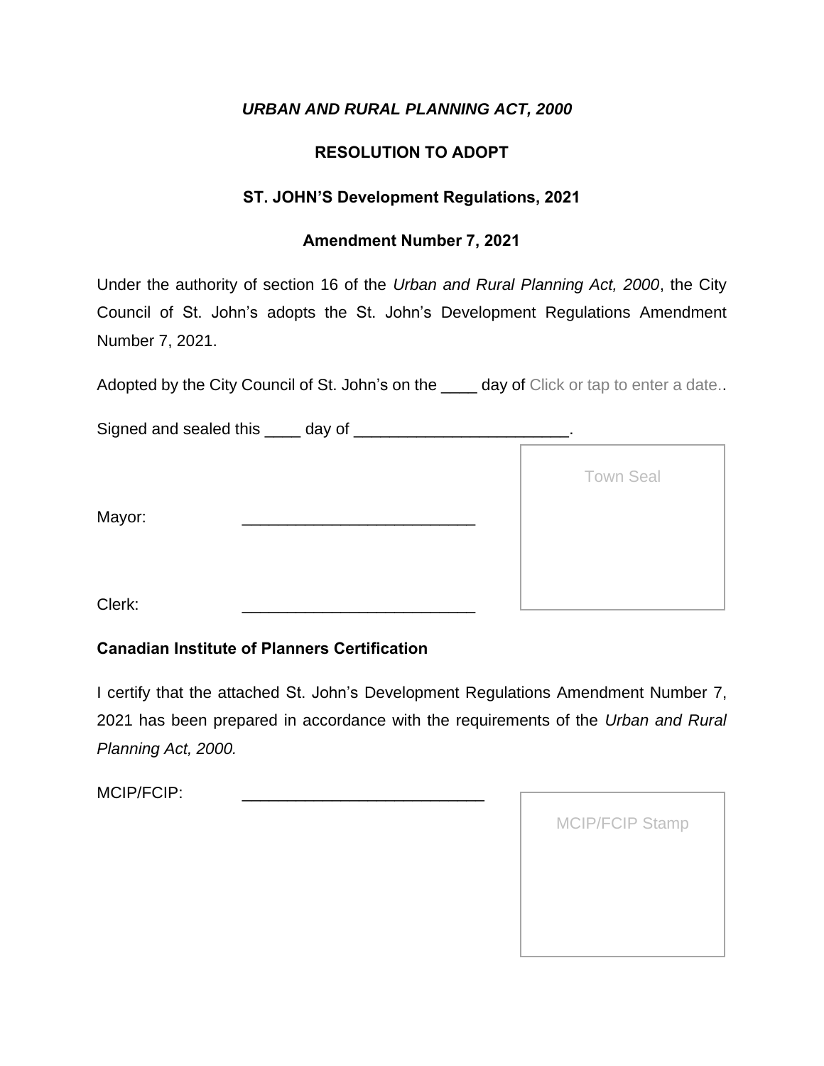***URBAN AND RURAL PLANNING ACT, 2000***

**RESOLUTION TO ADOPT**

**ST. JOHN'S Development Regulations, 2021**

**Amendment Number 7, 2021**

Under the authority of section 16 of the *Urban and Rural Planning Act, 2000*, the City Council of St. John's adopts the St. John's Development Regulations Amendment Number 7, 2021.

Adopted by the City Council of St. John's on the ____ day of Click or tap to enter a date..

Signed and sealed this ____ day of ________________________.

Town Seal

Mayor: __________________________

Clerk: __________________________

**Canadian Institute of Planners Certification**

I certify that the attached St. John's Development Regulations Amendment Number 7, 2021 has been prepared in accordance with the requirements of the *Urban and Rural Planning Act, 2000.*

MCIP/FCIP: ___________________________

MCIP/FCIP Stamp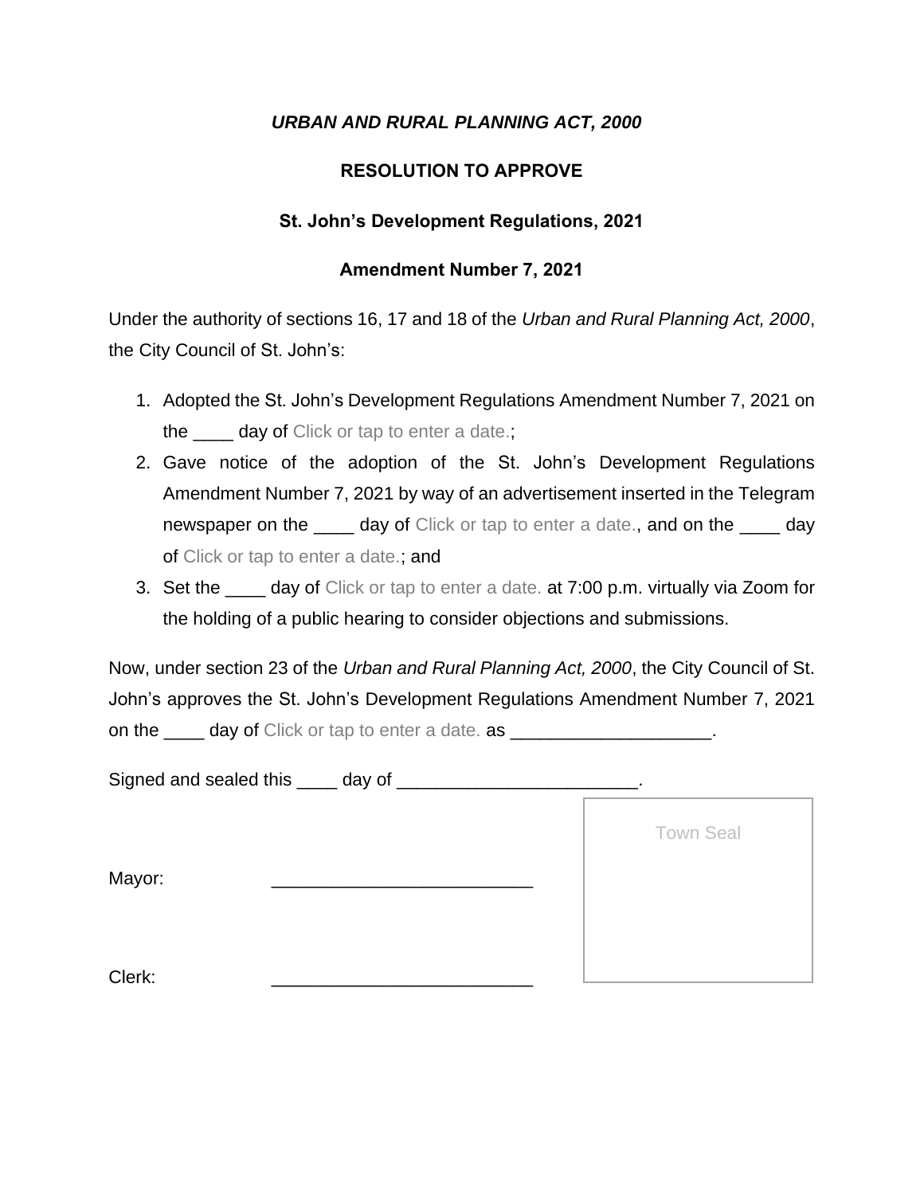***URBAN AND RURAL PLANNING ACT, 2000***

**RESOLUTION TO APPROVE**

**St. John's Development Regulations, 2021**

**Amendment Number 7, 2021**

Under the authority of sections 16, 17 and 18 of the *Urban and Rural Planning Act, 2000*, the City Council of St. John's:

1. Adopted the St. John's Development Regulations Amendment Number 7, 2021 on the ____ day of Click or tap to enter a date.;
2. Gave notice of the adoption of the St. John's Development Regulations Amendment Number 7, 2021 by way of an advertisement inserted in the Telegram newspaper on the ____ day of Click or tap to enter a date., and on the ____ day of Click or tap to enter a date.; and
3. Set the ____ day of Click or tap to enter a date. at 7:00 p.m. virtually via Zoom for the holding of a public hearing to consider objections and submissions.

Now, under section 23 of the *Urban and Rural Planning Act, 2000*, the City Council of St. John's approves the St. John's Development Regulations Amendment Number 7, 2021 on the ____ day of Click or tap to enter a date. as ____________________.

Signed and sealed this ____ day of ________________________.

Mayor: __________________________

Clerk: __________________________

Town Seal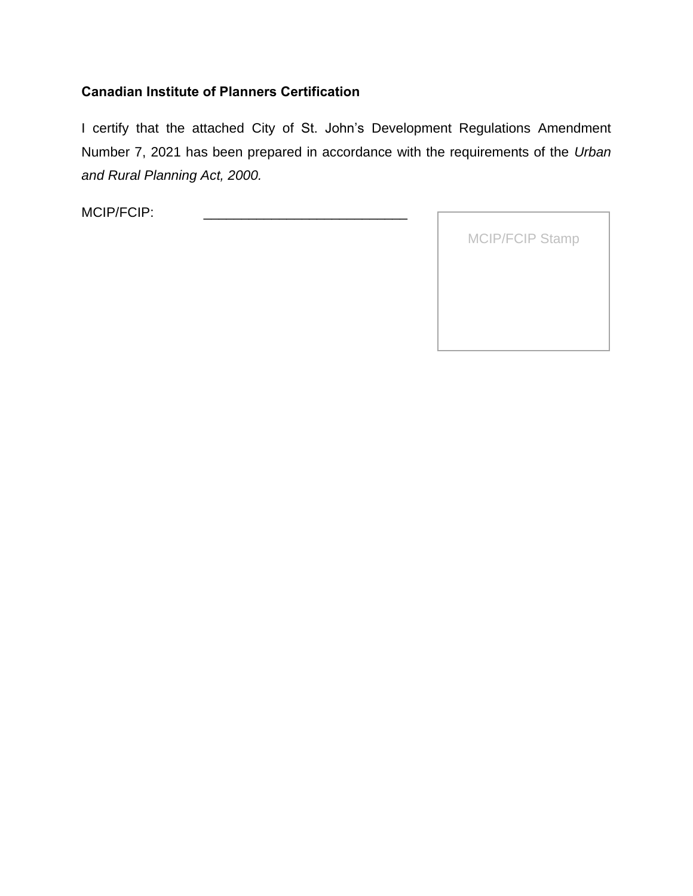**Canadian Institute of Planners Certification**

I certify that the attached City of St. John's Development Regulations Amendment Number 7, 2021 has been prepared in accordance with the requirements of the *Urban and Rural Planning Act, 2000.*

MCIP/FCIP: ___________________________

MCIP/FCIP Stamp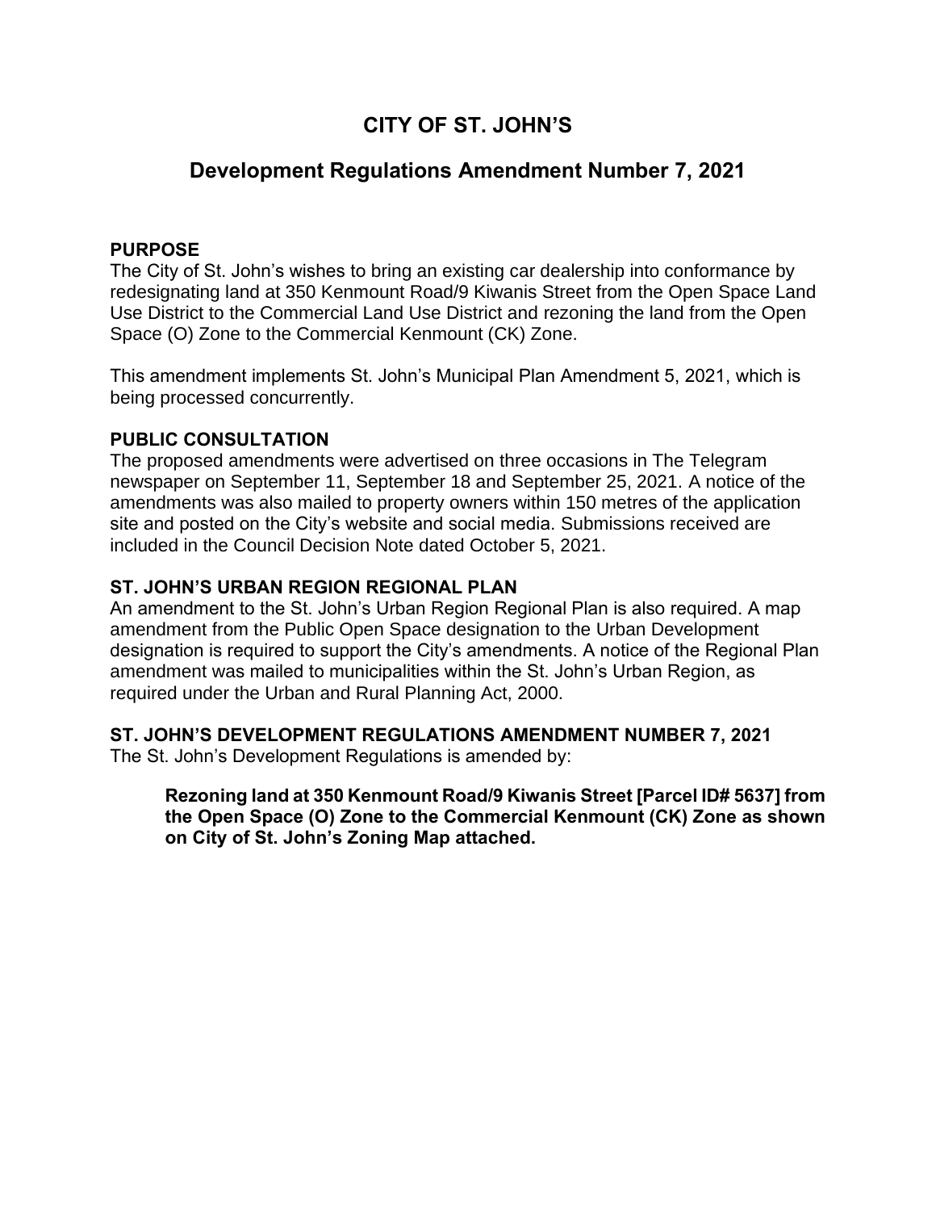# CITY OF ST. JOHN'S

## Development Regulations Amendment Number 7, 2021

### PURPOSE

The City of St. John's wishes to bring an existing car dealership into conformance by redesignating land at 350 Kenmount Road/9 Kiwanis Street from the Open Space Land Use District to the Commercial Land Use District and rezoning the land from the Open Space (O) Zone to the Commercial Kenmount (CK) Zone.

This amendment implements St. John's Municipal Plan Amendment 5, 2021, which is being processed concurrently.

### PUBLIC CONSULTATION

The proposed amendments were advertised on three occasions in The Telegram newspaper on September 11, September 18 and September 25, 2021. A notice of the amendments was also mailed to property owners within 150 metres of the application site and posted on the City's website and social media. Submissions received are included in the Council Decision Note dated October 5, 2021.

### ST. JOHN'S URBAN REGION REGIONAL PLAN

An amendment to the St. John's Urban Region Regional Plan is also required. A map amendment from the Public Open Space designation to the Urban Development designation is required to support the City's amendments. A notice of the Regional Plan amendment was mailed to municipalities within the St. John's Urban Region, as required under the Urban and Rural Planning Act, 2000.

### ST. JOHN'S DEVELOPMENT REGULATIONS AMENDMENT NUMBER 7, 2021

The St. John's Development Regulations is amended by:

> **Rezoning land at 350 Kenmount Road/9 Kiwanis Street [Parcel ID# 5637] from the Open Space (O) Zone to the Commercial Kenmount (CK) Zone as shown on City of St. John's Zoning Map attached.**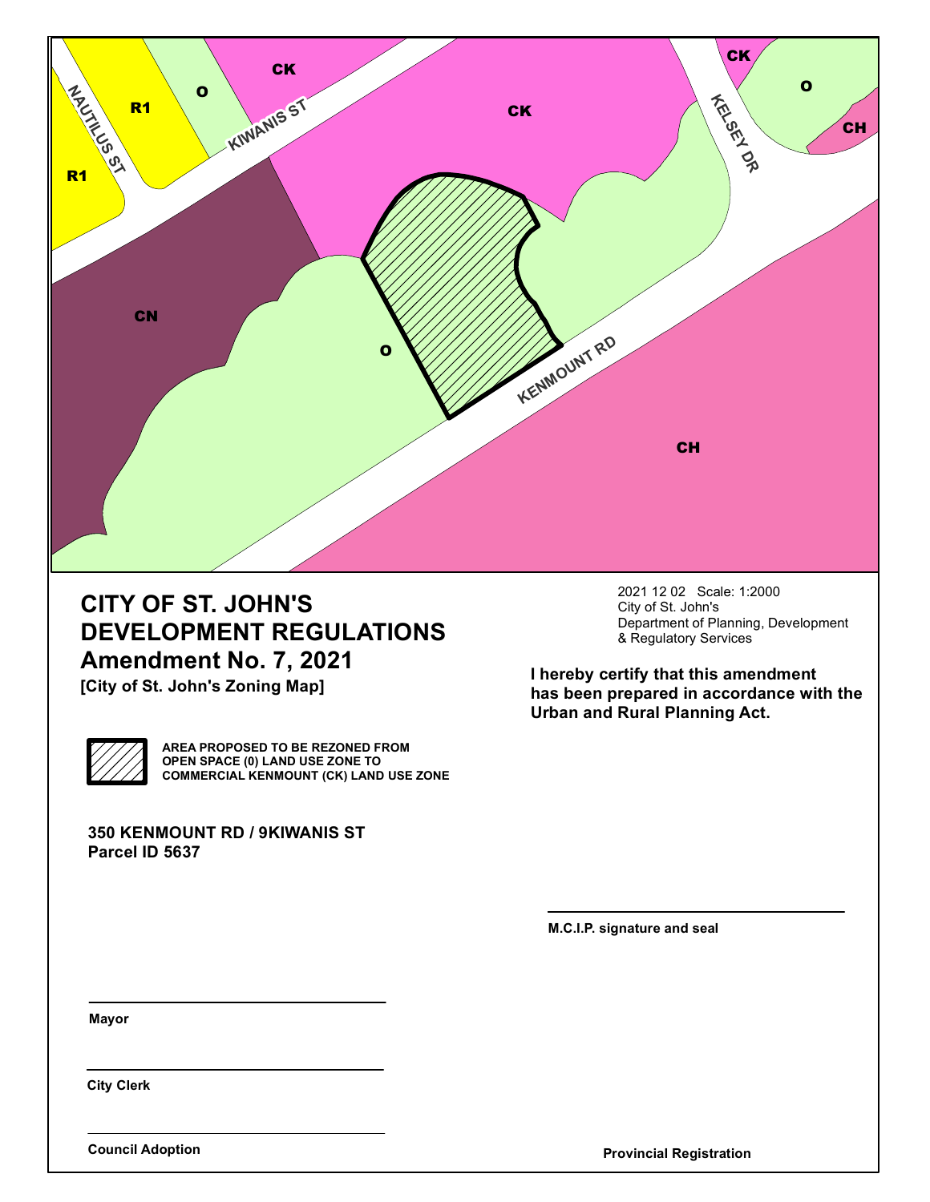CK

CK

CK

O

O

CH

R1

R1

NAUTILUS ST

KIWANIS ST

KELSEY DR

CN

O

KENMOUNT RD

CH

# CITY OF ST. JOHN'S DEVELOPMENT REGULATIONS Amendment No. 7, 2021

**[City of St. John's Zoning Map]**

2021 12 02 Scale: 1:2000
City of St. John's
Department of Planning, Development & Regulatory Services

**I hereby certify that this amendment has been prepared in accordance with the Urban and Rural Planning Act.**

**AREA PROPOSED TO BE REZONED FROM OPEN SPACE (0) LAND USE ZONE TO COMMERCIAL KENMOUNT (CK) LAND USE ZONE**

**350 KENMOUNT RD / 9KIWANIS ST**
**Parcel ID 5637**

**M.C.I.P. signature and seal**

**Mayor**

**City Clerk**

**Council Adoption**

**Provincial Registration**